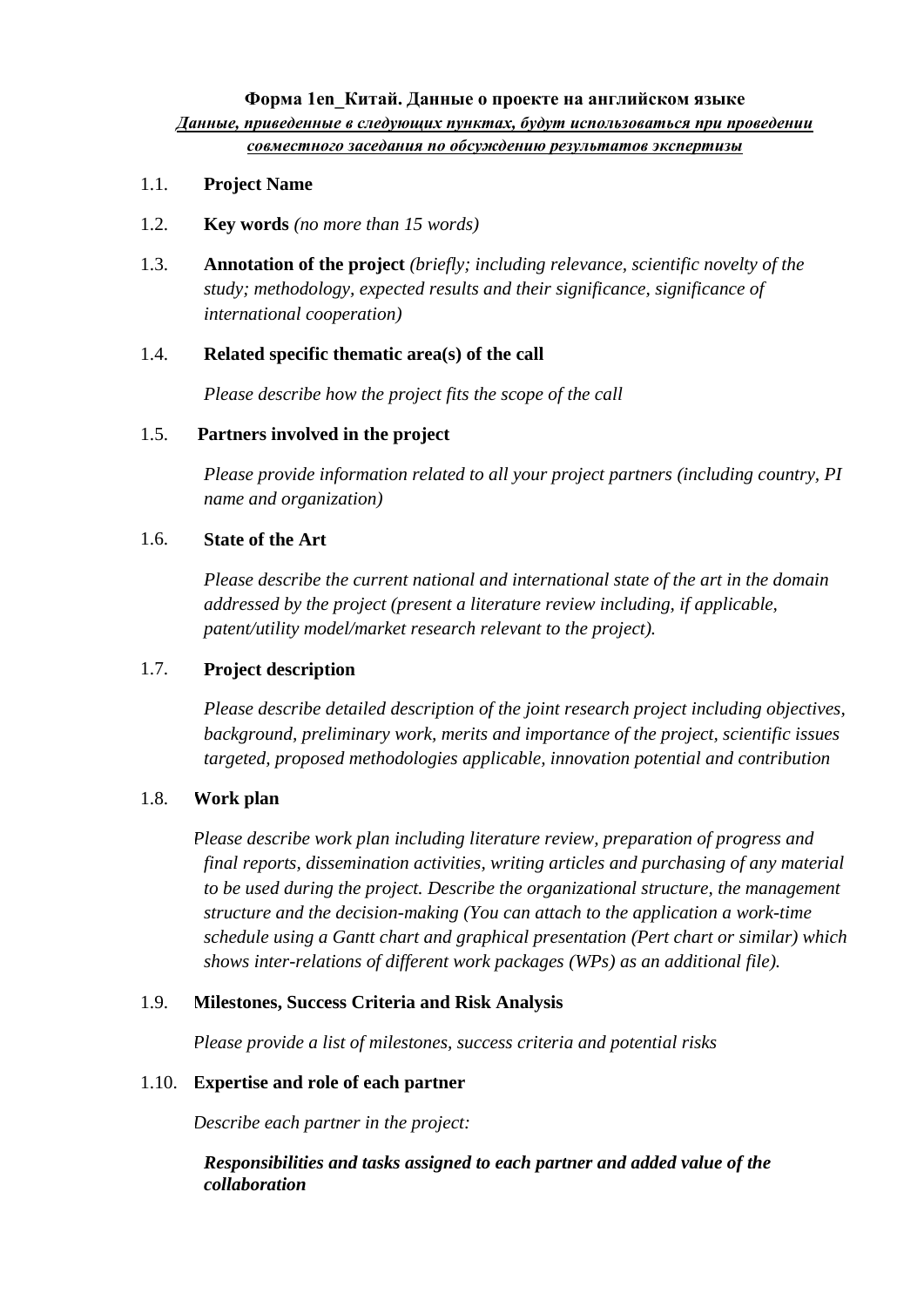**Форма 1en_Китай. Данные о проекте на английском языке**

***Данные, приведенные в следующих пунктах, будут использоваться при проведении совместного заседания по обсуждению результатов экспертизы***

1.1. **Project Name**

1.2. **Key words** *(no more than 15 words)*

1.3. **Annotation of the project** *(briefly; including relevance, scientific novelty of the study; methodology, expected results and their significance, significance of international cooperation)*

1.4. **Related specific thematic area(s) of the call**

*Please describe how the project fits the scope of the call*

1.5. **Partners involved in the project**

*Please provide information related to all your project partners (including country, PI name and organization)*

1.6. **State of the Art**

*Please describe the current national and international state of the art in the domain addressed by the project (present a literature review including, if applicable, patent/utility model/market research relevant to the project).*

1.7. **Project description**

*Please describe detailed description of the joint research project including objectives, background, preliminary work, merits and importance of the project, scientific issues targeted, proposed methodologies applicable, innovation potential and contribution*

1.8. **Work plan**

*Please describe work plan including literature review, preparation of progress and final reports, dissemination activities, writing articles and purchasing of any material to be used during the project. Describe the organizational structure, the management structure and the decision-making (You can attach to the application a work-time schedule using a Gantt chart and graphical presentation (Pert chart or similar) which shows inter-relations of different work packages (WPs) as an additional file).*

1.9. **Milestones, Success Criteria and Risk Analysis**

*Please provide a list of milestones, success criteria and potential risks*

1.10. **Expertise and role of each partner**

*Describe each partner in the project:*

***Responsibilities and tasks assigned to each partner and added value of the collaboration***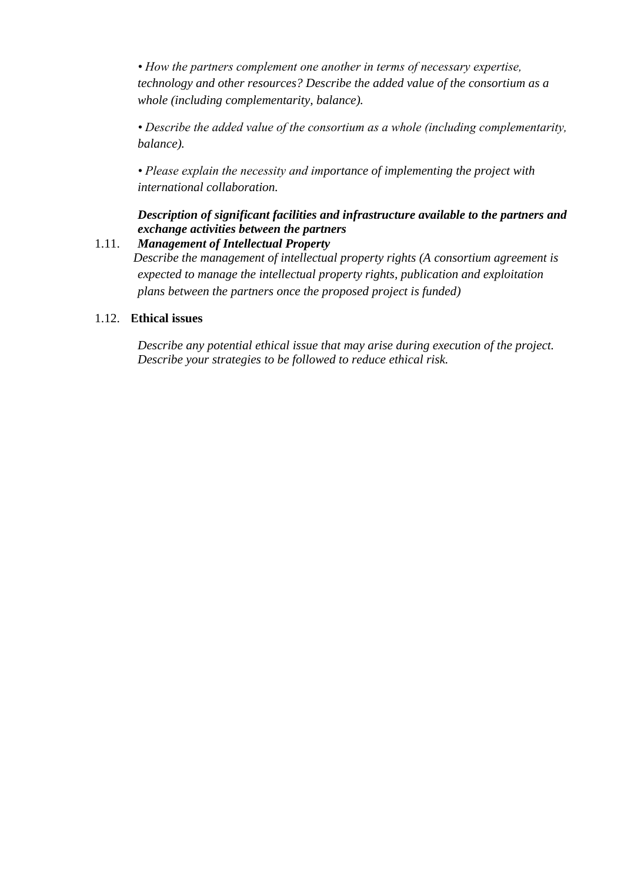*• How the partners complement one another in terms of necessary expertise, technology and other resources? Describe the added value of the consortium as a whole (including complementarity, balance).*

*• Describe the added value of the consortium as a whole (including complementarity, balance).*

*• Please explain the necessity and importance of implementing the project with international collaboration.*

***Description of significant facilities and infrastructure available to the partners and exchange activities between the partners***

1.11. ***Management of Intellectual Property***

*Describe the management of intellectual property rights (A consortium agreement is expected to manage the intellectual property rights, publication and exploitation plans between the partners once the proposed project is funded)*

1.12. **Ethical issues**

*Describe any potential ethical issue that may arise during execution of the project. Describe your strategies to be followed to reduce ethical risk.*